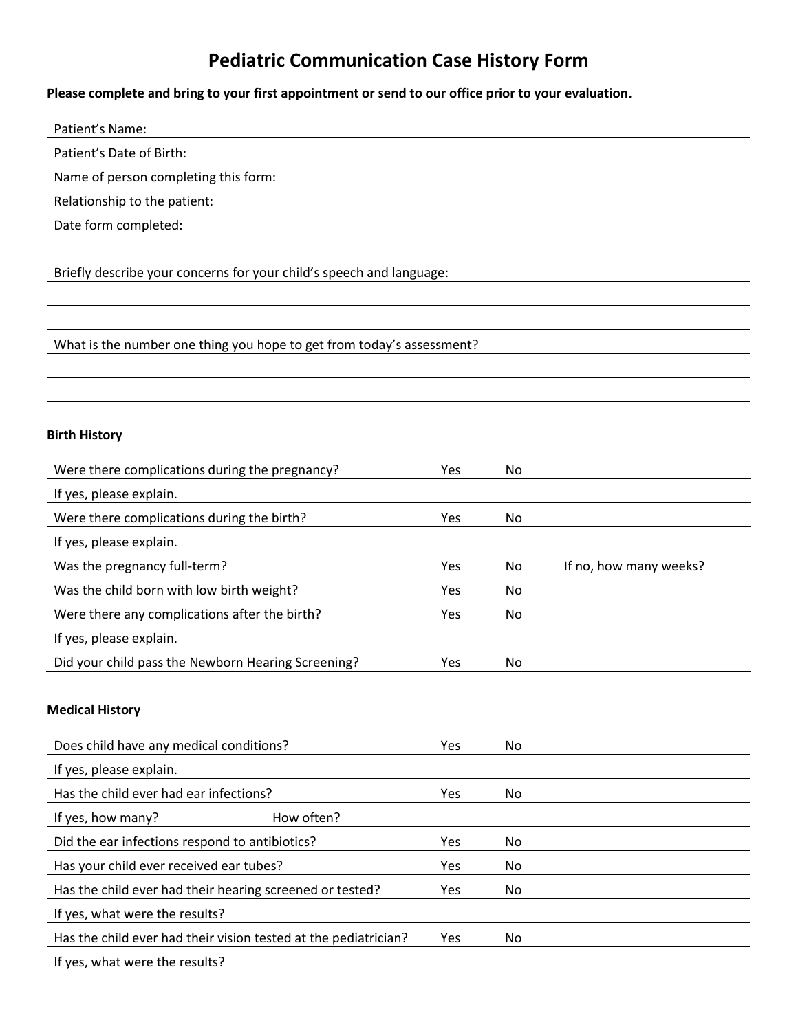# Pediatric Communication Case History Form

**Please complete and bring to your first appointment or send to our office prior to your evaluation.**

Patient's Name:

Patient's Date of Birth:

Name of person completing this form:

Relationship to the patient:

Date form completed:

Briefly describe your concerns for your child's speech and language:

What is the number one thing you hope to get from today's assessment?

**Birth History**

| | | | |
|---|---|---|---|
| Were there complications during the pregnancy? | Yes | No | |
| If yes, please explain. | | | |
| Were there complications during the birth? | Yes | No | |
| If yes, please explain. | | | |
| Was the pregnancy full-term? | Yes | No | If no, how many weeks? |
| Was the child born with low birth weight? | Yes | No | |
| Were there any complications after the birth? | Yes | No | |
| If yes, please explain. | | | |
| Did your child pass the Newborn Hearing Screening? | Yes | No | |

**Medical History**

| | | |
|---|---|---|
| Does child have any medical conditions? | Yes | No |
| If yes, please explain. | | |
| Has the child ever had ear infections? | Yes | No |
| If yes, how many? How often? | | |
| Did the ear infections respond to antibiotics? | Yes | No |
| Has your child ever received ear tubes? | Yes | No |
| Has the child ever had their hearing screened or tested? | Yes | No |
| If yes, what were the results? | | |
| Has the child ever had their vision tested at the pediatrician? | Yes | No |
| If yes, what were the results? | | |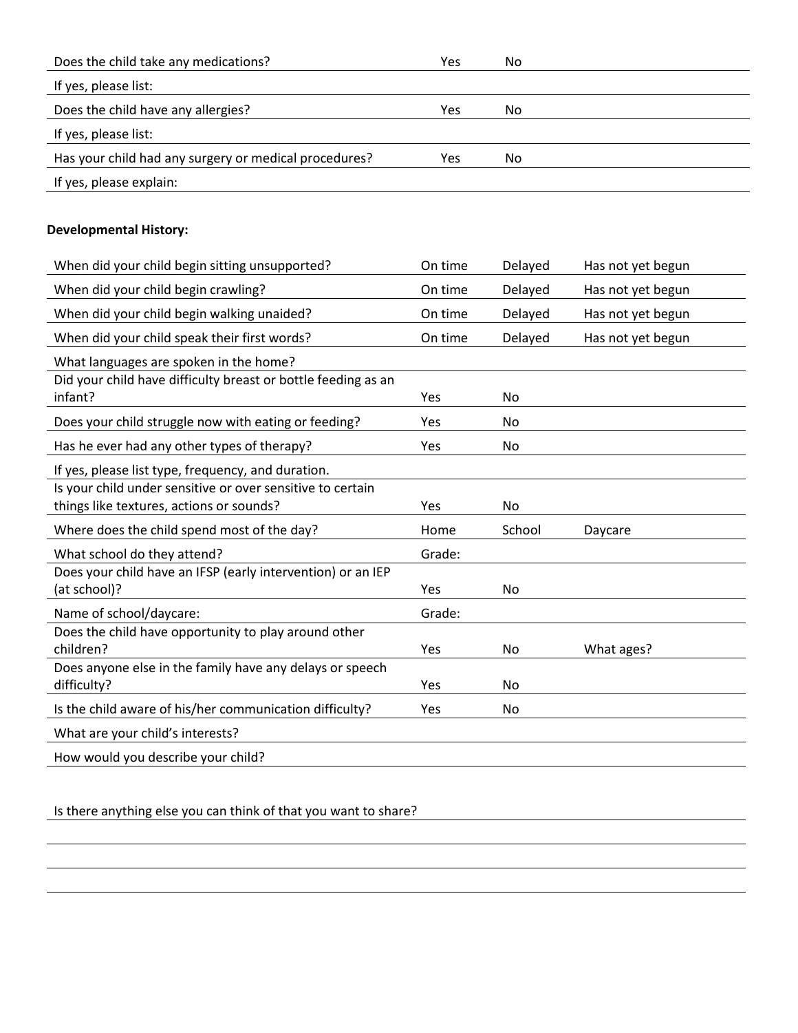| | | | |
|---|---|---|---|
| Does the child take any medications? | Yes | No | |
| If yes, please list: | | | |
| Does the child have any allergies? | Yes | No | |
| If yes, please list: | | | |
| Has your child had any surgery or medical procedures? | Yes | No | |
| If yes, please explain: | | | |

**Developmental History:**

| | | | |
|---|---|---|---|
| When did your child begin sitting unsupported? | On time | Delayed | Has not yet begun |
| When did your child begin crawling? | On time | Delayed | Has not yet begun |
| When did your child begin walking unaided? | On time | Delayed | Has not yet begun |
| When did your child speak their first words? | On time | Delayed | Has not yet begun |
| What languages are spoken in the home? | | | |
| Did your child have difficulty breast or bottle feeding as an infant? | Yes | No | |
| Does your child struggle now with eating or feeding? | Yes | No | |
| Has he ever had any other types of therapy? | Yes | No | |
| If yes, please list type, frequency, and duration. | | | |
| Is your child under sensitive or over sensitive to certain things like textures, actions or sounds? | Yes | No | |
| Where does the child spend most of the day? | Home | School | Daycare |
| What school do they attend? | Grade: | | |
| Does your child have an IFSP (early intervention) or an IEP (at school)? | Yes | No | |
| Name of school/daycare: | Grade: | | |
| Does the child have opportunity to play around other children? | Yes | No | What ages? |
| Does anyone else in the family have any delays or speech difficulty? | Yes | No | |
| Is the child aware of his/her communication difficulty? | Yes | No | |
| What are your child's interests? | | | |
| How would you describe your child? | | | |

Is there anything else you can think of that you want to share?